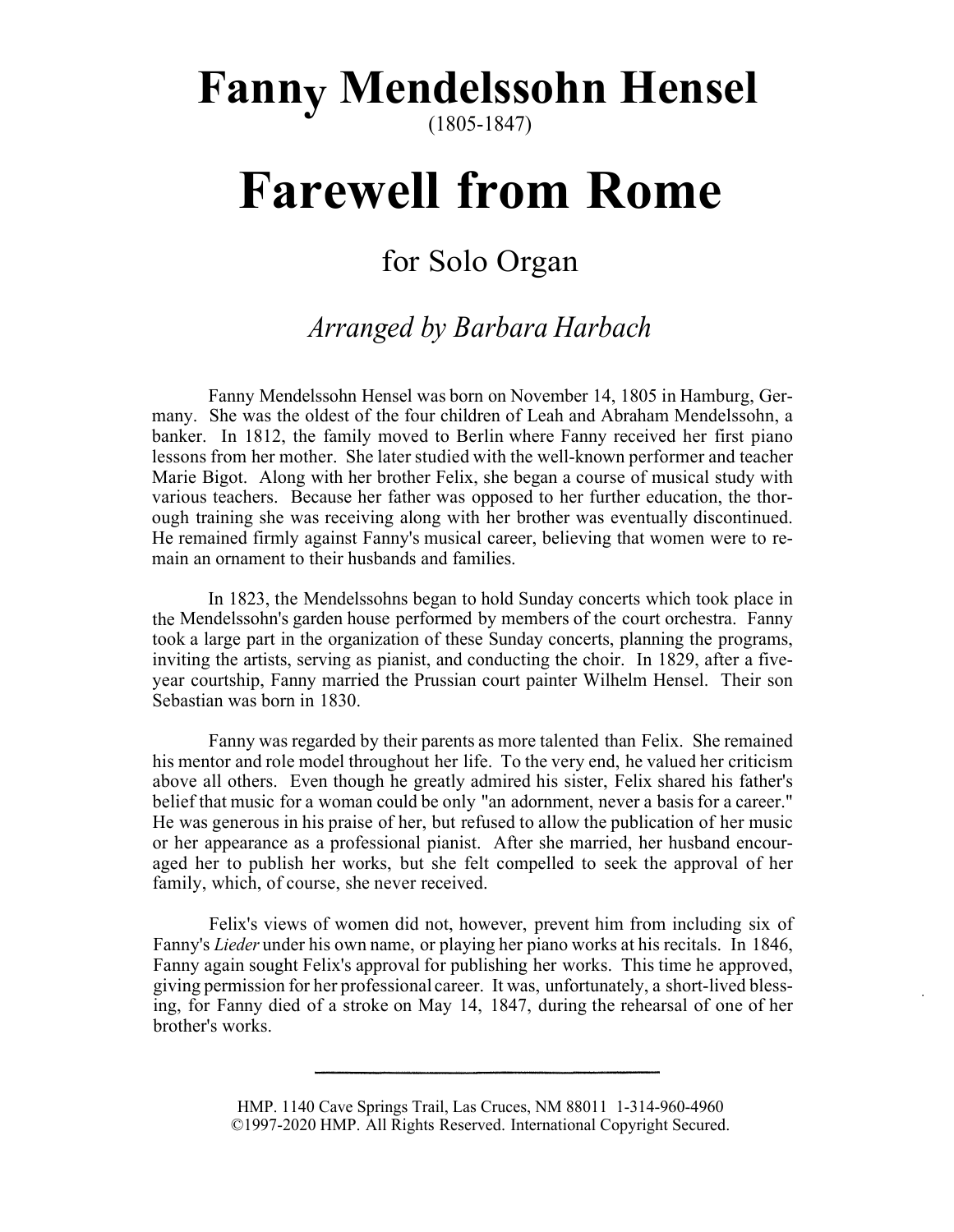# Fanny Mendelssohn Hensel

(1805-1847)

# Farewell from Rome

## for Solo Organ

### *Arranged by Barbara Harbach*

Fanny Mendelssohn Hensel was born on November 14, 1805 in Hamburg, Germany. She was the oldest of the four children of Leah and Abraham Mendelssohn, a banker. In 1812, the family moved to Berlin where Fanny received her first piano lessons from her mother. She later studied with the well-known performer and teacher Marie Bigot. Along with her brother Felix, she began a course of musical study with various teachers. Because her father was opposed to her further education, the thorough training she was receiving along with her brother was eventually discontinued. He remained firmly against Fanny's musical career, believing that women were to remain an ornament to their husbands and families.

In 1823, the Mendelssohns began to hold Sunday concerts which took place in the Mendelssohn's garden house performed by members of the court orchestra. Fanny took a large part in the organization of these Sunday concerts, planning the programs, inviting the artists, serving as pianist, and conducting the choir. In 1829, after a five-year courtship, Fanny married the Prussian court painter Wilhelm Hensel. Their son Sebastian was born in 1830.

Fanny was regarded by their parents as more talented than Felix. She remained his mentor and role model throughout her life. To the very end, he valued her criticism above all others. Even though he greatly admired his sister, Felix shared his father's belief that music for a woman could be only "an adornment, never a basis for a career." He was generous in his praise of her, but refused to allow the publication of her music or her appearance as a professional pianist. After she married, her husband encouraged her to publish her works, but she felt compelled to seek the approval of her family, which, of course, she never received.

Felix's views of women did not, however, prevent him from including six of Fanny's *Lieder* under his own name, or playing her piano works at his recitals. In 1846, Fanny again sought Felix's approval for publishing her works. This time he approved, giving permission for her professional career. It was, unfortunately, a short-lived blessing, for Fanny died of a stroke on May 14, 1847, during the rehearsal of one of her brother's works.

---

HMP. 1140 Cave Springs Trail, Las Cruces, NM 88011 1-314-960-4960
©1997-2020 HMP. All Rights Reserved. International Copyright Secured.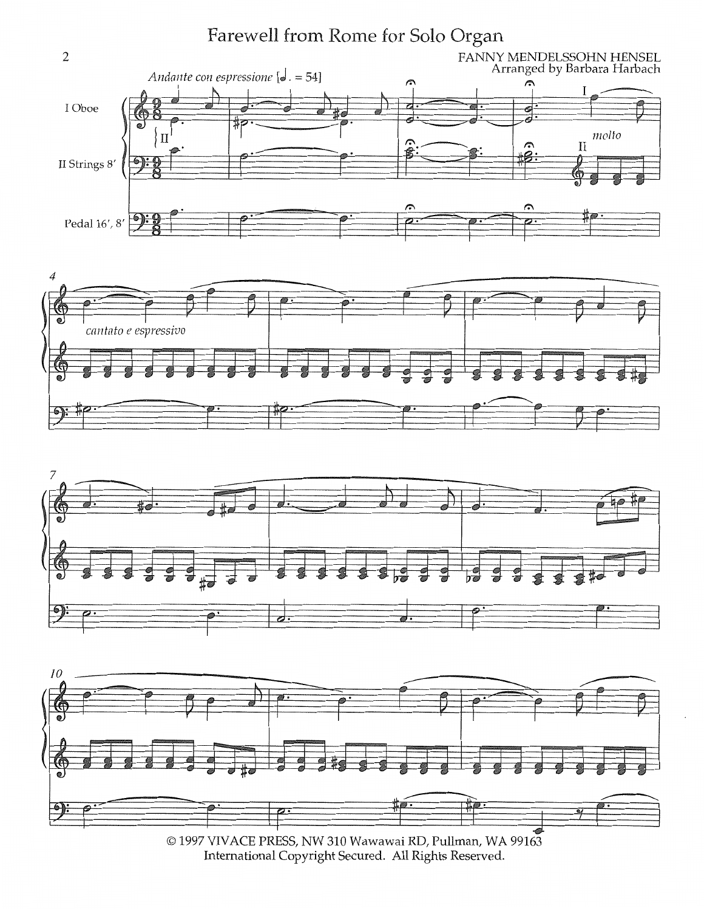# Farewell from Rome for Solo Organ

FANNY MENDELSSOHN HENSEL
Arranged by Barbara Harbach

*Andante con espressione* [♩. = 54]

I Oboe

II Strings 8′

Pedal 16′, 8′

*molto*

*cantato e espressivo*

© 1997 VIVACE PRESS, NW 310 Wawawai RD, Pullman, WA 99163
International Copyright Secured. All Rights Reserved.